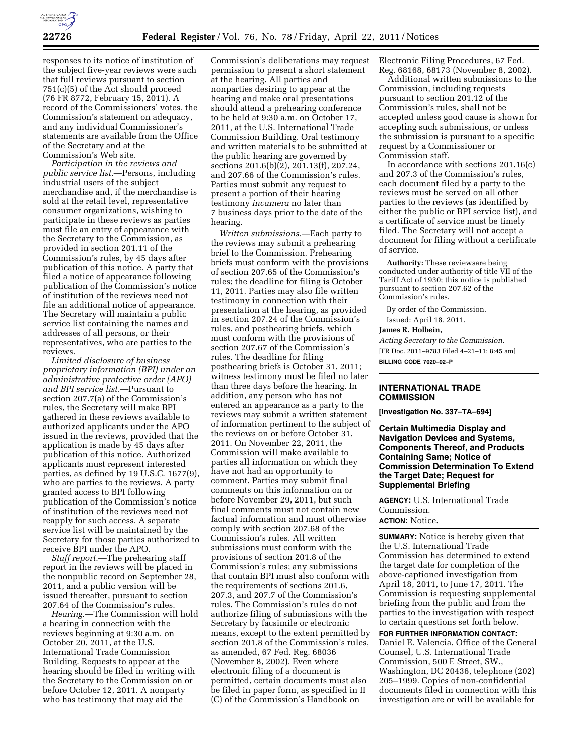responses to its notice of institution of the subject five-year reviews were such that full reviews pursuant to section 751(c)(5) of the Act should proceed (76 FR 8772, February 15, 2011). A record of the Commissioners' votes, the Commission's statement on adequacy, and any individual Commissioner's statements are available from the Office of the Secretary and at the Commission's Web site.

*Participation in the reviews and public service list.*—Persons, including industrial users of the subject merchandise and, if the merchandise is sold at the retail level, representative consumer organizations, wishing to participate in these reviews as parties must file an entry of appearance with the Secretary to the Commission, as provided in section 201.11 of the Commission's rules, by 45 days after publication of this notice. A party that filed a notice of appearance following publication of the Commission's notice of institution of the reviews need not file an additional notice of appearance. The Secretary will maintain a public service list containing the names and addresses of all persons, or their representatives, who are parties to the reviews.

*Limited disclosure of business proprietary information (BPI) under an administrative protective order (APO) and BPI service list.*—Pursuant to section 207.7(a) of the Commission's rules, the Secretary will make BPI gathered in these reviews available to authorized applicants under the APO issued in the reviews, provided that the application is made by 45 days after publication of this notice. Authorized applicants must represent interested parties, as defined by 19 U.S.C. 1677(9), who are parties to the reviews. A party granted access to BPI following publication of the Commission's notice of institution of the reviews need not reapply for such access. A separate service list will be maintained by the Secretary for those parties authorized to receive BPI under the APO.

*Staff report.*—The prehearing staff report in the reviews will be placed in the nonpublic record on September 28, 2011, and a public version will be issued thereafter, pursuant to section 207.64 of the Commission's rules.

*Hearing.*—The Commission will hold a hearing in connection with the reviews beginning at 9:30 a.m. on October 20, 2011, at the U.S. International Trade Commission Building. Requests to appear at the hearing should be filed in writing with the Secretary to the Commission on or before October 12, 2011. A nonparty who has testimony that may aid the Commission's deliberations may request permission to present a short statement at the hearing. All parties and nonparties desiring to appear at the hearing and make oral presentations should attend a prehearing conference to be held at 9:30 a.m. on October 17, 2011, at the U.S. International Trade Commission Building. Oral testimony and written materials to be submitted at the public hearing are governed by sections 201.6(b)(2), 201.13(f), 207.24, and 207.66 of the Commission's rules. Parties must submit any request to present a portion of their hearing testimony *incamera* no later than 7 business days prior to the date of the hearing.

*Written submissions.*—Each party to the reviews may submit a prehearing brief to the Commission. Prehearing briefs must conform with the provisions of section 207.65 of the Commission's rules; the deadline for filing is October 11, 2011. Parties may also file written testimony in connection with their presentation at the hearing, as provided in section 207.24 of the Commission's rules, and posthearing briefs, which must conform with the provisions of section 207.67 of the Commission's rules. The deadline for filing posthearing briefs is October 31, 2011; witness testimony must be filed no later than three days before the hearing. In addition, any person who has not entered an appearance as a party to the reviews may submit a written statement of information pertinent to the subject of the reviews on or before October 31, 2011. On November 22, 2011, the Commission will make available to parties all information on which they have not had an opportunity to comment. Parties may submit final comments on this information on or before November 29, 2011, but such final comments must not contain new factual information and must otherwise comply with section 207.68 of the Commission's rules. All written submissions must conform with the provisions of section 201.8 of the Commission's rules; any submissions that contain BPI must also conform with the requirements of sections 201.6, 207.3, and 207.7 of the Commission's rules. The Commission's rules do not authorize filing of submissions with the Secretary by facsimile or electronic means, except to the extent permitted by section 201.8 of the Commission's rules, as amended, 67 Fed. Reg. 68036 (November 8, 2002). Even where electronic filing of a document is permitted, certain documents must also be filed in paper form, as specified in II (C) of the Commission's Handbook on Electronic Filing Procedures, 67 Fed. Reg. 68168, 68173 (November 8, 2002).

Additional written submissions to the Commission, including requests pursuant to section 201.12 of the Commission's rules, shall not be accepted unless good cause is shown for accepting such submissions, or unless the submission is pursuant to a specific request by a Commissioner or Commission staff.

In accordance with sections 201.16(c) and 207.3 of the Commission's rules, each document filed by a party to the reviews must be served on all other parties to the reviews (as identified by either the public or BPI service list), and a certificate of service must be timely filed. The Secretary will not accept a document for filing without a certificate of service.

**Authority:** These reviewsare being conducted under authority of title VII of the Tariff Act of 1930; this notice is published pursuant to section 207.62 of the Commission's rules.

By order of the Commission.

Issued: April 18, 2011.

**James R. Holbein,**

*Acting Secretary to the Commission.*

[FR Doc. 2011–9783 Filed 4–21–11; 8:45 am]

**BILLING CODE 7020–02–P**

## INTERNATIONAL TRADE COMMISSION

**[Investigation No. 337–TA–694]**

### Certain Multimedia Display and Navigation Devices and Systems, Components Thereof, and Products Containing Same; Notice of Commission Determination To Extend the Target Date; Request for Supplemental Briefing

**AGENCY:** U.S. International Trade Commission.

**ACTION:** Notice.

**SUMMARY:** Notice is hereby given that the U.S. International Trade Commission has determined to extend the target date for completion of the above-captioned investigation from April 18, 2011, to June 17, 2011. The Commission is requesting supplemental briefing from the public and from the parties to the investigation with respect to certain questions set forth below.

**FOR FURTHER INFORMATION CONTACT:** Daniel E. Valencia, Office of the General Counsel, U.S. International Trade Commission, 500 E Street, SW., Washington, DC 20436, telephone (202) 205–1999. Copies of non-confidential documents filed in connection with this investigation are or will be available for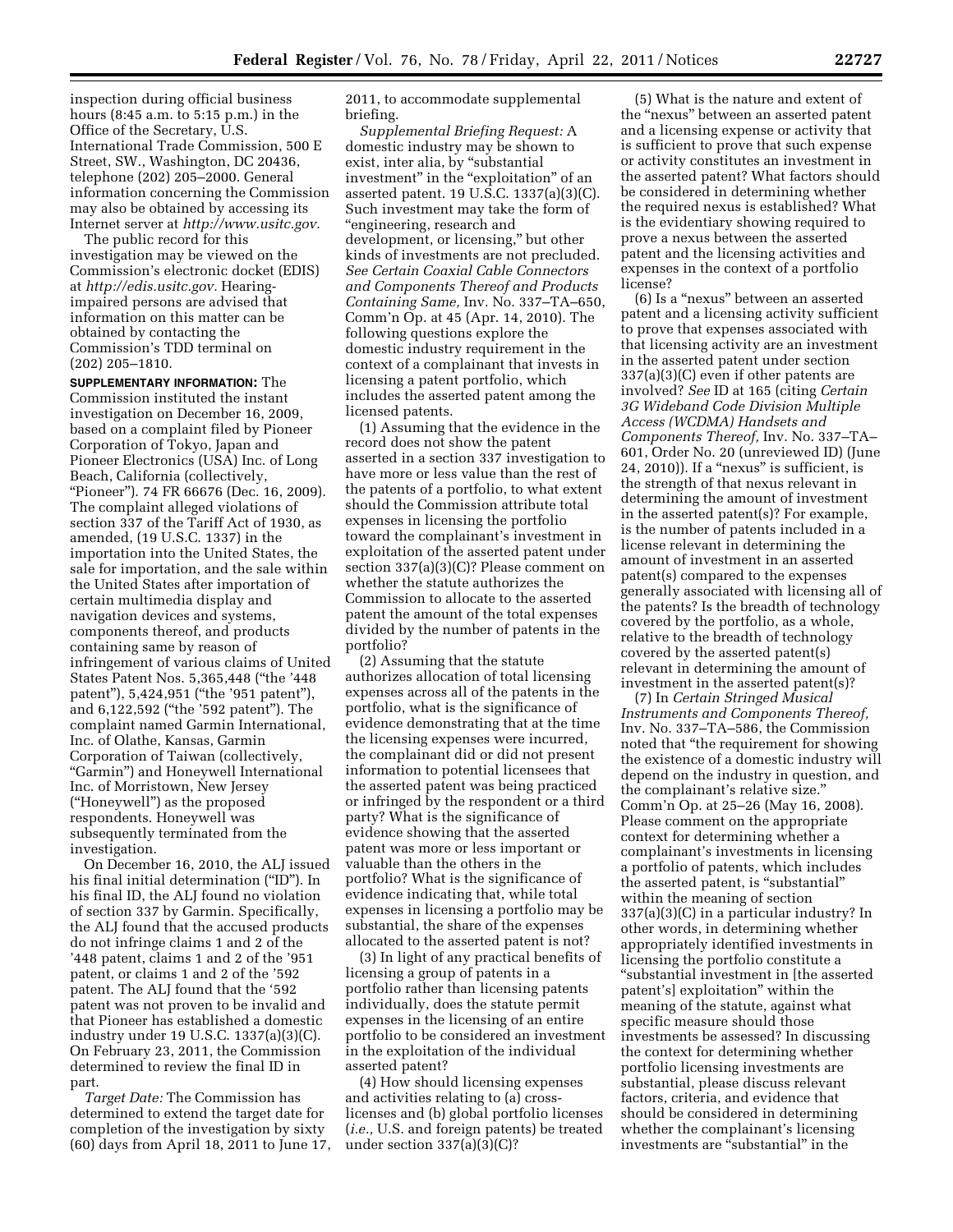inspection during official business hours (8:45 a.m. to 5:15 p.m.) in the Office of the Secretary, U.S. International Trade Commission, 500 E Street, SW., Washington, DC 20436, telephone (202) 205–2000. General information concerning the Commission may also be obtained by accessing its Internet server at *http://www.usitc.gov.*

The public record for this investigation may be viewed on the Commission's electronic docket (EDIS) at *http://edis.usitc.gov.* Hearing-impaired persons are advised that information on this matter can be obtained by contacting the Commission's TDD terminal on (202) 205–1810.

**SUPPLEMENTARY INFORMATION:** The Commission instituted the instant investigation on December 16, 2009, based on a complaint filed by Pioneer Corporation of Tokyo, Japan and Pioneer Electronics (USA) Inc. of Long Beach, California (collectively, "Pioneer"). 74 FR 66676 (Dec. 16, 2009). The complaint alleged violations of section 337 of the Tariff Act of 1930, as amended, (19 U.S.C. 1337) in the importation into the United States, the sale for importation, and the sale within the United States after importation of certain multimedia display and navigation devices and systems, components thereof, and products containing same by reason of infringement of various claims of United States Patent Nos. 5,365,448 ("the '448 patent"), 5,424,951 ("the '951 patent"), and 6,122,592 ("the '592 patent"). The complaint named Garmin International, Inc. of Olathe, Kansas, Garmin Corporation of Taiwan (collectively, "Garmin") and Honeywell International Inc. of Morristown, New Jersey ("Honeywell") as the proposed respondents. Honeywell was subsequently terminated from the investigation.

On December 16, 2010, the ALJ issued his final initial determination ("ID"). In his final ID, the ALJ found no violation of section 337 by Garmin. Specifically, the ALJ found that the accused products do not infringe claims 1 and 2 of the '448 patent, claims 1 and 2 of the '951 patent, or claims 1 and 2 of the '592 patent. The ALJ found that the '592 patent was not proven to be invalid and that Pioneer has established a domestic industry under 19 U.S.C. 1337(a)(3)(C). On February 23, 2011, the Commission determined to review the final ID in part.

*Target Date:* The Commission has determined to extend the target date for completion of the investigation by sixty (60) days from April 18, 2011 to June 17, 2011, to accommodate supplemental briefing.

*Supplemental Briefing Request:* A domestic industry may be shown to exist, inter alia, by "substantial investment" in the "exploitation" of an asserted patent. 19 U.S.C. 1337(a)(3)(C). Such investment may take the form of "engineering, research and development, or licensing," but other kinds of investments are not precluded. *See Certain Coaxial Cable Connectors and Components Thereof and Products Containing Same,* Inv. No. 337–TA–650, Comm'n Op. at 45 (Apr. 14, 2010). The following questions explore the domestic industry requirement in the context of a complainant that invests in licensing a patent portfolio, which includes the asserted patent among the licensed patents.

(1) Assuming that the evidence in the record does not show the patent asserted in a section 337 investigation to have more or less value than the rest of the patents of a portfolio, to what extent should the Commission attribute total expenses in licensing the portfolio toward the complainant's investment in exploitation of the asserted patent under section 337(a)(3)(C)? Please comment on whether the statute authorizes the Commission to allocate to the asserted patent the amount of the total expenses divided by the number of patents in the portfolio?

(2) Assuming that the statute authorizes allocation of total licensing expenses across all of the patents in the portfolio, what is the significance of evidence demonstrating that at the time the licensing expenses were incurred, the complainant did or did not present information to potential licensees that the asserted patent was being practiced or infringed by the respondent or a third party? What is the significance of evidence showing that the asserted patent was more or less important or valuable than the others in the portfolio? What is the significance of evidence indicating that, while total expenses in licensing a portfolio may be substantial, the share of the expenses allocated to the asserted patent is not?

(3) In light of any practical benefits of licensing a group of patents in a portfolio rather than licensing patents individually, does the statute permit expenses in the licensing of an entire portfolio to be considered an investment in the exploitation of the individual asserted patent?

(4) How should licensing expenses and activities relating to (a) cross-licenses and (b) global portfolio licenses (*i.e.,* U.S. and foreign patents) be treated under section 337(a)(3)(C)?

(5) What is the nature and extent of the "nexus" between an asserted patent and a licensing expense or activity that is sufficient to prove that such expense or activity constitutes an investment in the asserted patent? What factors should be considered in determining whether the required nexus is established? What is the evidentiary showing required to prove a nexus between the asserted patent and the licensing activities and expenses in the context of a portfolio license?

(6) Is a "nexus" between an asserted patent and a licensing activity sufficient to prove that expenses associated with that licensing activity are an investment in the asserted patent under section 337(a)(3)(C) even if other patents are involved? *See* ID at 165 (citing *Certain 3G Wideband Code Division Multiple Access (WCDMA) Handsets and Components Thereof,* Inv. No. 337–TA–601, Order No. 20 (unreviewed ID) (June 24, 2010)). If a "nexus" is sufficient, is the strength of that nexus relevant in determining the amount of investment in the asserted patent(s)? For example, is the number of patents included in a license relevant in determining the amount of investment in an asserted patent(s) compared to the expenses generally associated with licensing all of the patents? Is the breadth of technology covered by the portfolio, as a whole, relative to the breadth of technology covered by the asserted patent(s) relevant in determining the amount of investment in the asserted patent(s)?

(7) In *Certain Stringed Musical Instruments and Components Thereof,* Inv. No. 337–TA–586, the Commission noted that "the requirement for showing the existence of a domestic industry will depend on the industry in question, and the complainant's relative size." Comm'n Op. at 25–26 (May 16, 2008). Please comment on the appropriate context for determining whether a complainant's investments in licensing a portfolio of patents, which includes the asserted patent, is "substantial" within the meaning of section 337(a)(3)(C) in a particular industry? In other words, in determining whether appropriately identified investments in licensing the portfolio constitute a "substantial investment in [the asserted patent's] exploitation" within the meaning of the statute, against what specific measure should those investments be assessed? In discussing the context for determining whether portfolio licensing investments are substantial, please discuss relevant factors, criteria, and evidence that should be considered in determining whether the complainant's licensing investments are "substantial" in the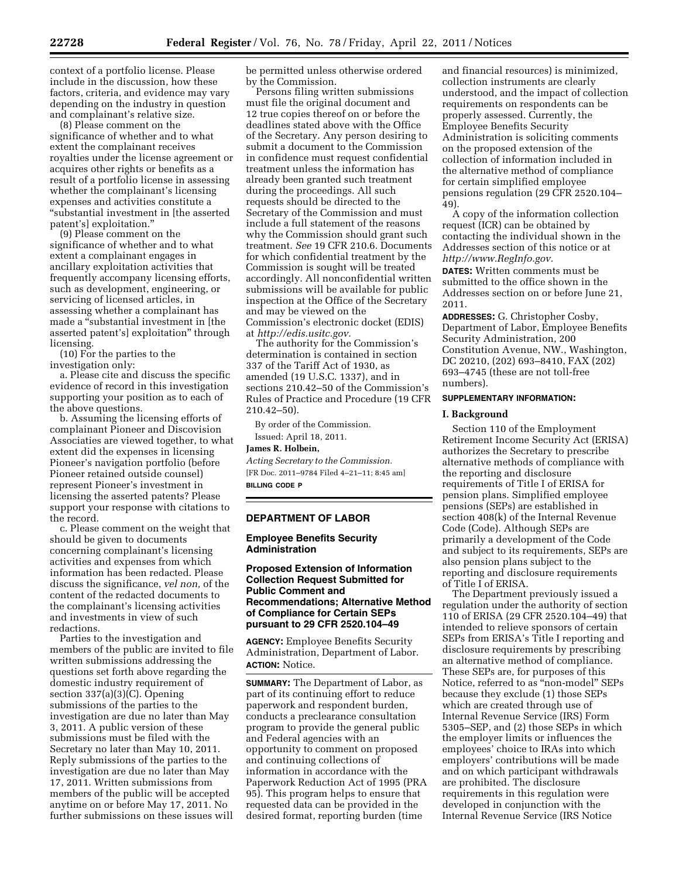context of a portfolio license. Please include in the discussion, how these factors, criteria, and evidence may vary depending on the industry in question and complainant's relative size.

(8) Please comment on the significance of whether and to what extent the complainant receives royalties under the license agreement or acquires other rights or benefits as a result of a portfolio license in assessing whether the complainant's licensing expenses and activities constitute a "substantial investment in [the asserted patent's] exploitation."

(9) Please comment on the significance of whether and to what extent a complainant engages in ancillary exploitation activities that frequently accompany licensing efforts, such as development, engineering, or servicing of licensed articles, in assessing whether a complainant has made a "substantial investment in [the asserted patent's] exploitation" through licensing.

(10) For the parties to the investigation only:

a. Please cite and discuss the specific evidence of record in this investigation supporting your position as to each of the above questions.

b. Assuming the licensing efforts of complainant Pioneer and Discovision Associaties are viewed together, to what extent did the expenses in licensing Pioneer's navigation portfolio (before Pioneer retained outside counsel) represent Pioneer's investment in licensing the asserted patents? Please support your response with citations to the record.

c. Please comment on the weight that should be given to documents concerning complainant's licensing activities and expenses from which information has been redacted. Please discuss the significance, *vel non,* of the content of the redacted documents to the complainant's licensing activities and investments in view of such redactions.

Parties to the investigation and members of the public are invited to file written submissions addressing the questions set forth above regarding the domestic industry requirement of section 337(a)(3)(C). Opening submissions of the parties to the investigation are due no later than May 3, 2011. A public version of these submissions must be filed with the Secretary no later than May 10, 2011. Reply submissions of the parties to the investigation are due no later than May 17, 2011. Written submissions from members of the public will be accepted anytime on or before May 17, 2011. No further submissions on these issues will be permitted unless otherwise ordered by the Commission.

Persons filing written submissions must file the original document and 12 true copies thereof on or before the deadlines stated above with the Office of the Secretary. Any person desiring to submit a document to the Commission in confidence must request confidential treatment unless the information has already been granted such treatment during the proceedings. All such requests should be directed to the Secretary of the Commission and must include a full statement of the reasons why the Commission should grant such treatment. *See* 19 CFR 210.6. Documents for which confidential treatment by the Commission is sought will be treated accordingly. All nonconfidential written submissions will be available for public inspection at the Office of the Secretary and may be viewed on the Commission's electronic docket (EDIS) at *http://edis.usitc.gov.*

The authority for the Commission's determination is contained in section 337 of the Tariff Act of 1930, as amended (19 U.S.C. 1337), and in sections 210.42–50 of the Commission's Rules of Practice and Procedure (19 CFR 210.42–50).

By order of the Commission.

Issued: April 18, 2011.

**James R. Holbein,**

*Acting Secretary to the Commission.*

[FR Doc. 2011–9784 Filed 4–21–11; 8:45 am]

**BILLING CODE P**

## DEPARTMENT OF LABOR

### Employee Benefits Security Administration

### Proposed Extension of Information Collection Request Submitted for Public Comment and Recommendations; Alternative Method of Compliance for Certain SEPs pursuant to 29 CFR 2520.104–49

**AGENCY:** Employee Benefits Security Administration, Department of Labor.

**ACTION:** Notice.

**SUMMARY:** The Department of Labor, as part of its continuing effort to reduce paperwork and respondent burden, conducts a preclearance consultation program to provide the general public and Federal agencies with an opportunity to comment on proposed and continuing collections of information in accordance with the Paperwork Reduction Act of 1995 (PRA 95). This program helps to ensure that requested data can be provided in the desired format, reporting burden (time and financial resources) is minimized, collection instruments are clearly understood, and the impact of collection requirements on respondents can be properly assessed. Currently, the Employee Benefits Security Administration is soliciting comments on the proposed extension of the collection of information included in the alternative method of compliance for certain simplified employee pensions regulation (29 CFR 2520.104–49).

A copy of the information collection request (ICR) can be obtained by contacting the individual shown in the Addresses section of this notice or at *http://www.RegInfo.gov.*

**DATES:** Written comments must be submitted to the office shown in the Addresses section on or before June 21, 2011.

**ADDRESSES:** G. Christopher Cosby, Department of Labor, Employee Benefits Security Administration, 200 Constitution Avenue, NW., Washington, DC 20210, (202) 693–8410, FAX (202) 693–4745 (these are not toll-free numbers).

**SUPPLEMENTARY INFORMATION:**

#### I. Background

Section 110 of the Employment Retirement Income Security Act (ERISA) authorizes the Secretary to prescribe alternative methods of compliance with the reporting and disclosure requirements of Title I of ERISA for pension plans. Simplified employee pensions (SEPs) are established in section 408(k) of the Internal Revenue Code (Code). Although SEPs are primarily a development of the Code and subject to its requirements, SEPs are also pension plans subject to the reporting and disclosure requirements of Title I of ERISA.

The Department previously issued a regulation under the authority of section 110 of ERISA (29 CFR 2520.104–49) that intended to relieve sponsors of certain SEPs from ERISA's Title I reporting and disclosure requirements by prescribing an alternative method of compliance. These SEPs are, for purposes of this Notice, referred to as "non-model" SEPs because they exclude (1) those SEPs which are created through use of Internal Revenue Service (IRS) Form 5305–SEP, and (2) those SEPs in which the employer limits or influences the employees' choice to IRAs into which employers' contributions will be made and on which participant withdrawals are prohibited. The disclosure requirements in this regulation were developed in conjunction with the Internal Revenue Service (IRS Notice